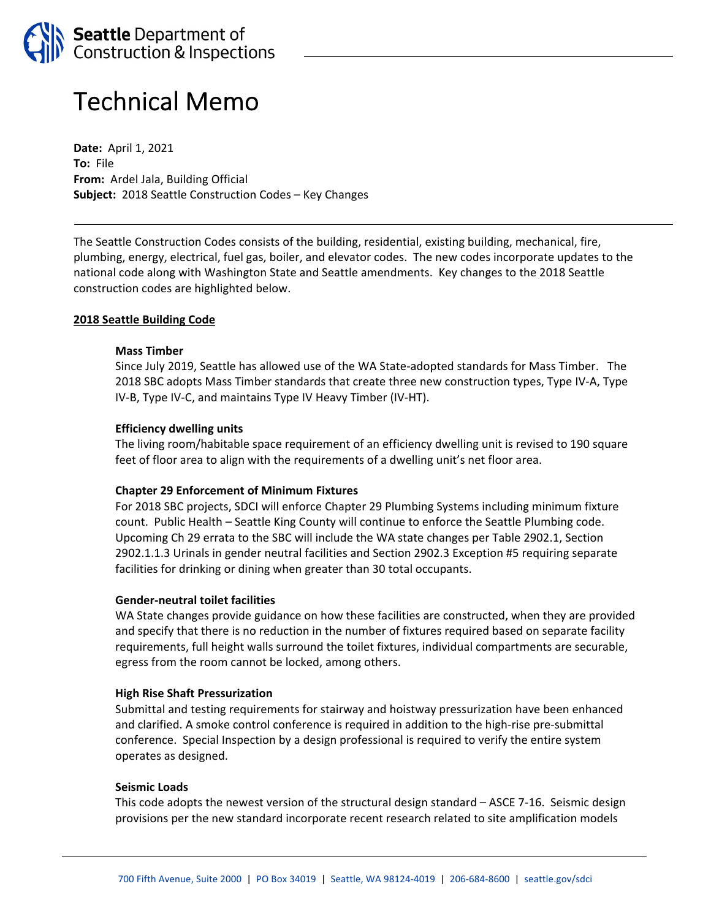Seattle Department of Construction & Inspections

# Technical Memo

**Date:** April 1, 2021
**To:** File
**From:** Ardel Jala, Building Official
**Subject:** 2018 Seattle Construction Codes – Key Changes

---

The Seattle Construction Codes consists of the building, residential, existing building, mechanical, fire, plumbing, energy, electrical, fuel gas, boiler, and elevator codes. The new codes incorporate updates to the national code along with Washington State and Seattle amendments. Key changes to the 2018 Seattle construction codes are highlighted below.

## 2018 Seattle Building Code

### Mass Timber

Since July 2019, Seattle has allowed use of the WA State-adopted standards for Mass Timber. The 2018 SBC adopts Mass Timber standards that create three new construction types, Type IV-A, Type IV-B, Type IV-C, and maintains Type IV Heavy Timber (IV-HT).

### Efficiency dwelling units

The living room/habitable space requirement of an efficiency dwelling unit is revised to 190 square feet of floor area to align with the requirements of a dwelling unit's net floor area.

### Chapter 29 Enforcement of Minimum Fixtures

For 2018 SBC projects, SDCI will enforce Chapter 29 Plumbing Systems including minimum fixture count. Public Health – Seattle King County will continue to enforce the Seattle Plumbing code. Upcoming Ch 29 errata to the SBC will include the WA state changes per Table 2902.1, Section 2902.1.1.3 Urinals in gender neutral facilities and Section 2902.3 Exception #5 requiring separate facilities for drinking or dining when greater than 30 total occupants.

### Gender-neutral toilet facilities

WA State changes provide guidance on how these facilities are constructed, when they are provided and specify that there is no reduction in the number of fixtures required based on separate facility requirements, full height walls surround the toilet fixtures, individual compartments are securable, egress from the room cannot be locked, among others.

### High Rise Shaft Pressurization

Submittal and testing requirements for stairway and hoistway pressurization have been enhanced and clarified. A smoke control conference is required in addition to the high-rise pre-submittal conference. Special Inspection by a design professional is required to verify the entire system operates as designed.

### Seismic Loads

This code adopts the newest version of the structural design standard – ASCE 7-16. Seismic design provisions per the new standard incorporate recent research related to site amplification models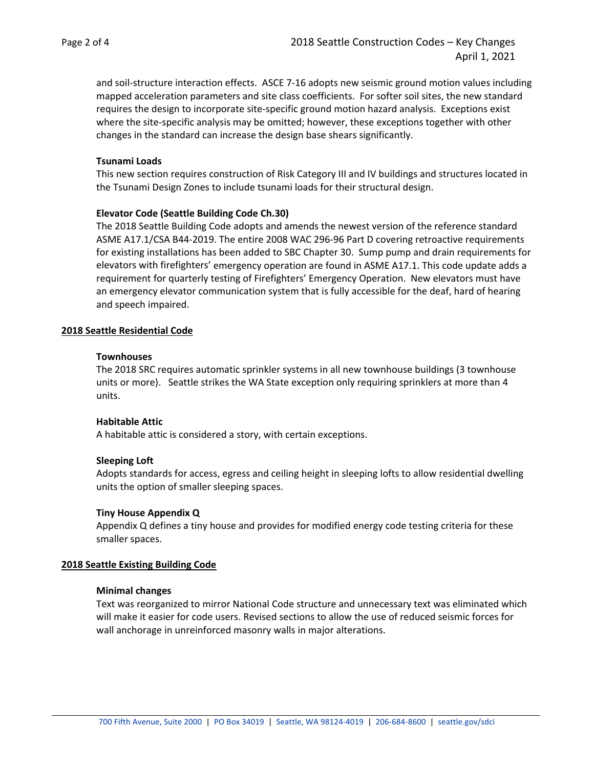and soil-structure interaction effects. ASCE 7-16 adopts new seismic ground motion values including mapped acceleration parameters and site class coefficients. For softer soil sites, the new standard requires the design to incorporate site-specific ground motion hazard analysis. Exceptions exist where the site-specific analysis may be omitted; however, these exceptions together with other changes in the standard can increase the design base shears significantly.

### Tsunami Loads

This new section requires construction of Risk Category III and IV buildings and structures located in the Tsunami Design Zones to include tsunami loads for their structural design.

### Elevator Code (Seattle Building Code Ch.30)

The 2018 Seattle Building Code adopts and amends the newest version of the reference standard ASME A17.1/CSA B44-2019. The entire 2008 WAC 296-96 Part D covering retroactive requirements for existing installations has been added to SBC Chapter 30. Sump pump and drain requirements for elevators with firefighters' emergency operation are found in ASME A17.1. This code update adds a requirement for quarterly testing of Firefighters' Emergency Operation. New elevators must have an emergency elevator communication system that is fully accessible for the deaf, hard of hearing and speech impaired.

## 2018 Seattle Residential Code

### Townhouses

The 2018 SRC requires automatic sprinkler systems in all new townhouse buildings (3 townhouse units or more). Seattle strikes the WA State exception only requiring sprinklers at more than 4 units.

### Habitable Attic

A habitable attic is considered a story, with certain exceptions.

### Sleeping Loft

Adopts standards for access, egress and ceiling height in sleeping lofts to allow residential dwelling units the option of smaller sleeping spaces.

### Tiny House Appendix Q

Appendix Q defines a tiny house and provides for modified energy code testing criteria for these smaller spaces.

## 2018 Seattle Existing Building Code

### Minimal changes

Text was reorganized to mirror National Code structure and unnecessary text was eliminated which will make it easier for code users. Revised sections to allow the use of reduced seismic forces for wall anchorage in unreinforced masonry walls in major alterations.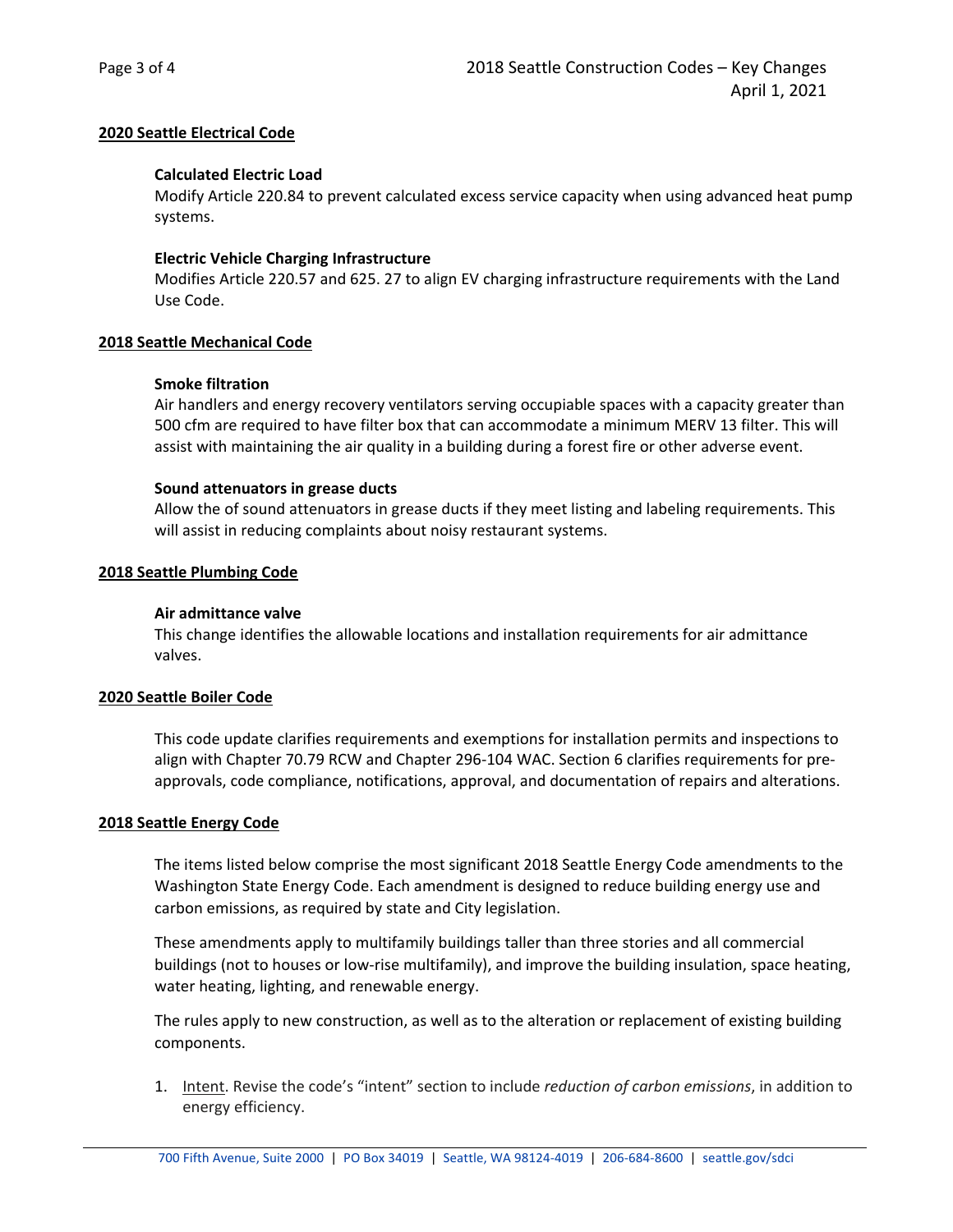## 2020 Seattle Electrical Code

### Calculated Electric Load

Modify Article 220.84 to prevent calculated excess service capacity when using advanced heat pump systems.

### Electric Vehicle Charging Infrastructure

Modifies Article 220.57 and 625. 27 to align EV charging infrastructure requirements with the Land Use Code.

## 2018 Seattle Mechanical Code

### Smoke filtration

Air handlers and energy recovery ventilators serving occupiable spaces with a capacity greater than 500 cfm are required to have filter box that can accommodate a minimum MERV 13 filter. This will assist with maintaining the air quality in a building during a forest fire or other adverse event.

### Sound attenuators in grease ducts

Allow the of sound attenuators in grease ducts if they meet listing and labeling requirements. This will assist in reducing complaints about noisy restaurant systems.

## 2018 Seattle Plumbing Code

### Air admittance valve

This change identifies the allowable locations and installation requirements for air admittance valves.

## 2020 Seattle Boiler Code

This code update clarifies requirements and exemptions for installation permits and inspections to align with Chapter 70.79 RCW and Chapter 296-104 WAC. Section 6 clarifies requirements for pre-approvals, code compliance, notifications, approval, and documentation of repairs and alterations.

## 2018 Seattle Energy Code

The items listed below comprise the most significant 2018 Seattle Energy Code amendments to the Washington State Energy Code. Each amendment is designed to reduce building energy use and carbon emissions, as required by state and City legislation.

These amendments apply to multifamily buildings taller than three stories and all commercial buildings (not to houses or low-rise multifamily), and improve the building insulation, space heating, water heating, lighting, and renewable energy.

The rules apply to new construction, as well as to the alteration or replacement of existing building components.

1. Intent. Revise the code's "intent" section to include *reduction of carbon emissions*, in addition to energy efficiency.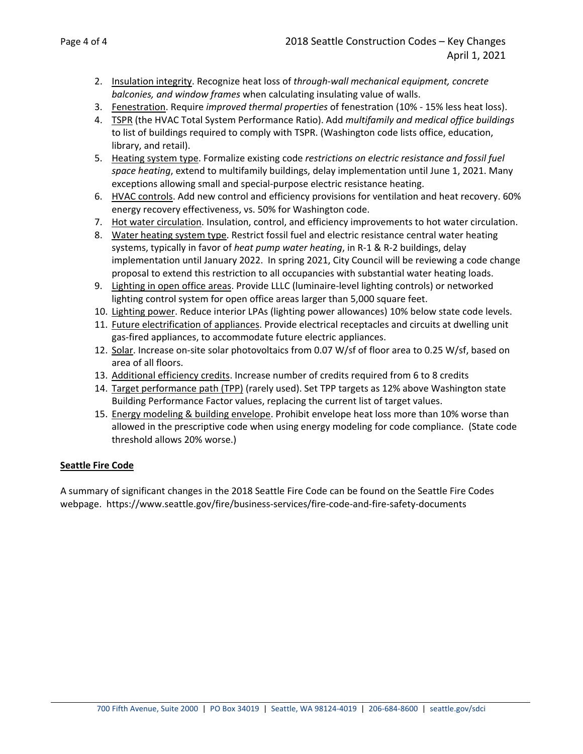2. <u>Insulation integrity</u>. Recognize heat loss of *through-wall mechanical equipment, concrete balconies, and window frames* when calculating insulating value of walls.
3. <u>Fenestration</u>. Require *improved thermal properties* of fenestration (10% - 15% less heat loss).
4. <u>TSPR</u> (the HVAC Total System Performance Ratio). Add *multifamily and medical office buildings* to list of buildings required to comply with TSPR. (Washington code lists office, education, library, and retail).
5. <u>Heating system type</u>. Formalize existing code *restrictions on electric resistance and fossil fuel space heating*, extend to multifamily buildings, delay implementation until June 1, 2021. Many exceptions allowing small and special-purpose electric resistance heating.
6. <u>HVAC controls</u>. Add new control and efficiency provisions for ventilation and heat recovery. 60% energy recovery effectiveness, vs. 50% for Washington code.
7. <u>Hot water circulation</u>. Insulation, control, and efficiency improvements to hot water circulation.
8. <u>Water heating system type</u>. Restrict fossil fuel and electric resistance central water heating systems, typically in favor of *heat pump water heating*, in R-1 & R-2 buildings, delay implementation until January 2022. In spring 2021, City Council will be reviewing a code change proposal to extend this restriction to all occupancies with substantial water heating loads.
9. <u>Lighting in open office areas</u>. Provide LLLC (luminaire-level lighting controls) or networked lighting control system for open office areas larger than 5,000 square feet.
10. <u>Lighting power</u>. Reduce interior LPAs (lighting power allowances) 10% below state code levels.
11. <u>Future electrification of appliances</u>. Provide electrical receptacles and circuits at dwelling unit gas-fired appliances, to accommodate future electric appliances.
12. <u>Solar</u>. Increase on-site solar photovoltaics from 0.07 W/sf of floor area to 0.25 W/sf, based on area of all floors.
13. <u>Additional efficiency credits</u>. Increase number of credits required from 6 to 8 credits
14. <u>Target performance path (TPP)</u> (rarely used). Set TPP targets as 12% above Washington state Building Performance Factor values, replacing the current list of target values.
15. <u>Energy modeling & building envelope</u>. Prohibit envelope heat loss more than 10% worse than allowed in the prescriptive code when using energy modeling for code compliance. (State code threshold allows 20% worse.)

## Seattle Fire Code

A summary of significant changes in the 2018 Seattle Fire Code can be found on the Seattle Fire Codes webpage. https://www.seattle.gov/fire/business-services/fire-code-and-fire-safety-documents